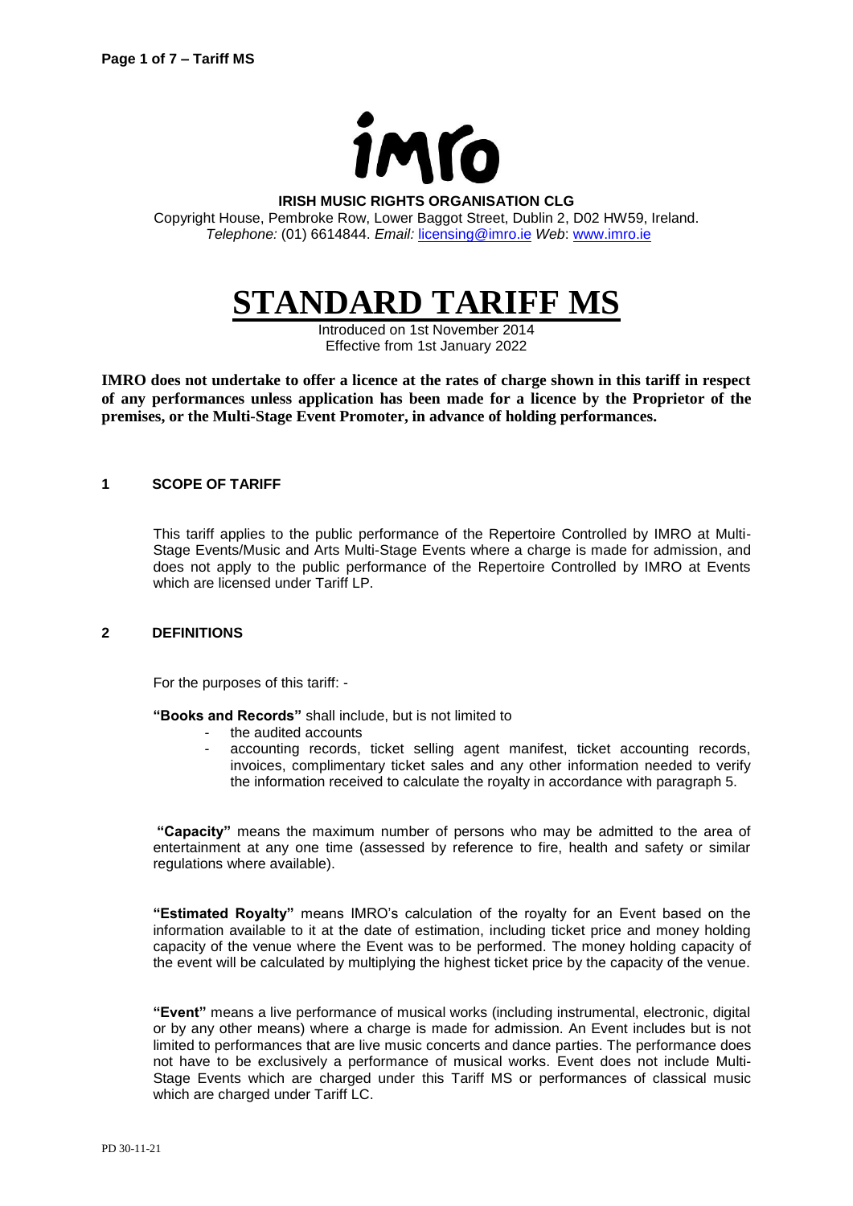imro

**IRISH MUSIC RIGHTS ORGANISATION CLG**

Copyright House, Pembroke Row, Lower Baggot Street, Dublin 2, D02 HW59, Ireland.
*Telephone:* (01) 6614844. *Email:* licensing@imro.ie *Web*: www.imro.ie

# STANDARD TARIFF MS

Introduced on 1st November 2014
Effective from 1st January 2022

**IMRO does not undertake to offer a licence at the rates of charge shown in this tariff in respect of any performances unless application has been made for a licence by the Proprietor of the premises, or the Multi-Stage Event Promoter, in advance of holding performances.**

## 1 SCOPE OF TARIFF

This tariff applies to the public performance of the Repertoire Controlled by IMRO at Multi-Stage Events/Music and Arts Multi-Stage Events where a charge is made for admission, and does not apply to the public performance of the Repertoire Controlled by IMRO at Events which are licensed under Tariff LP.

## 2 DEFINITIONS

For the purposes of this tariff: -

**"Books and Records"** shall include, but is not limited to

- the audited accounts
- accounting records, ticket selling agent manifest, ticket accounting records, invoices, complimentary ticket sales and any other information needed to verify the information received to calculate the royalty in accordance with paragraph 5.

**"Capacity"** means the maximum number of persons who may be admitted to the area of entertainment at any one time (assessed by reference to fire, health and safety or similar regulations where available).

**"Estimated Royalty"** means IMRO's calculation of the royalty for an Event based on the information available to it at the date of estimation, including ticket price and money holding capacity of the venue where the Event was to be performed. The money holding capacity of the event will be calculated by multiplying the highest ticket price by the capacity of the venue.

**"Event"** means a live performance of musical works (including instrumental, electronic, digital or by any other means) where a charge is made for admission. An Event includes but is not limited to performances that are live music concerts and dance parties. The performance does not have to be exclusively a performance of musical works. Event does not include Multi-Stage Events which are charged under this Tariff MS or performances of classical music which are charged under Tariff LC.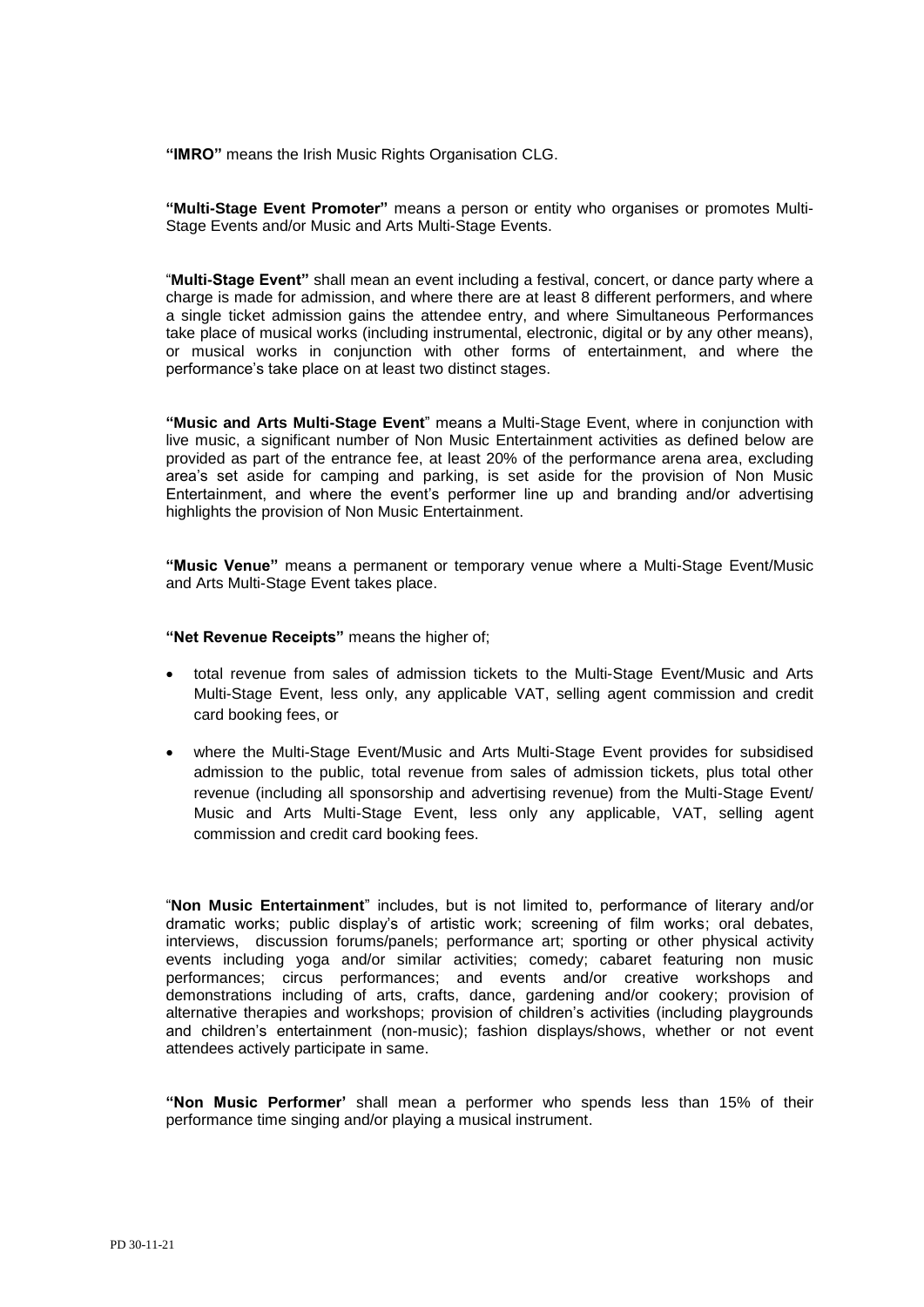**"IMRO"** means the Irish Music Rights Organisation CLG.

**"Multi-Stage Event Promoter"** means a person or entity who organises or promotes Multi-Stage Events and/or Music and Arts Multi-Stage Events.

"**Multi-Stage Event"** shall mean an event including a festival, concert, or dance party where a charge is made for admission, and where there are at least 8 different performers, and where a single ticket admission gains the attendee entry, and where Simultaneous Performances take place of musical works (including instrumental, electronic, digital or by any other means), or musical works in conjunction with other forms of entertainment, and where the performance's take place on at least two distinct stages.

**"Music and Arts Multi-Stage Event**" means a Multi-Stage Event, where in conjunction with live music, a significant number of Non Music Entertainment activities as defined below are provided as part of the entrance fee, at least 20% of the performance arena area, excluding area's set aside for camping and parking, is set aside for the provision of Non Music Entertainment, and where the event's performer line up and branding and/or advertising highlights the provision of Non Music Entertainment.

**"Music Venue"** means a permanent or temporary venue where a Multi-Stage Event/Music and Arts Multi-Stage Event takes place.

**"Net Revenue Receipts"** means the higher of;

- total revenue from sales of admission tickets to the Multi-Stage Event/Music and Arts Multi-Stage Event, less only, any applicable VAT, selling agent commission and credit card booking fees, or
- where the Multi-Stage Event/Music and Arts Multi-Stage Event provides for subsidised admission to the public, total revenue from sales of admission tickets, plus total other revenue (including all sponsorship and advertising revenue) from the Multi-Stage Event/ Music and Arts Multi-Stage Event, less only any applicable, VAT, selling agent commission and credit card booking fees.

"**Non Music Entertainment**" includes, but is not limited to, performance of literary and/or dramatic works; public display's of artistic work; screening of film works; oral debates, interviews, discussion forums/panels; performance art; sporting or other physical activity events including yoga and/or similar activities; comedy; cabaret featuring non music performances; circus performances; and events and/or creative workshops and demonstrations including of arts, crafts, dance, gardening and/or cookery; provision of alternative therapies and workshops; provision of children's activities (including playgrounds and children's entertainment (non-music); fashion displays/shows, whether or not event attendees actively participate in same.

**"Non Music Performer'** shall mean a performer who spends less than 15% of their performance time singing and/or playing a musical instrument.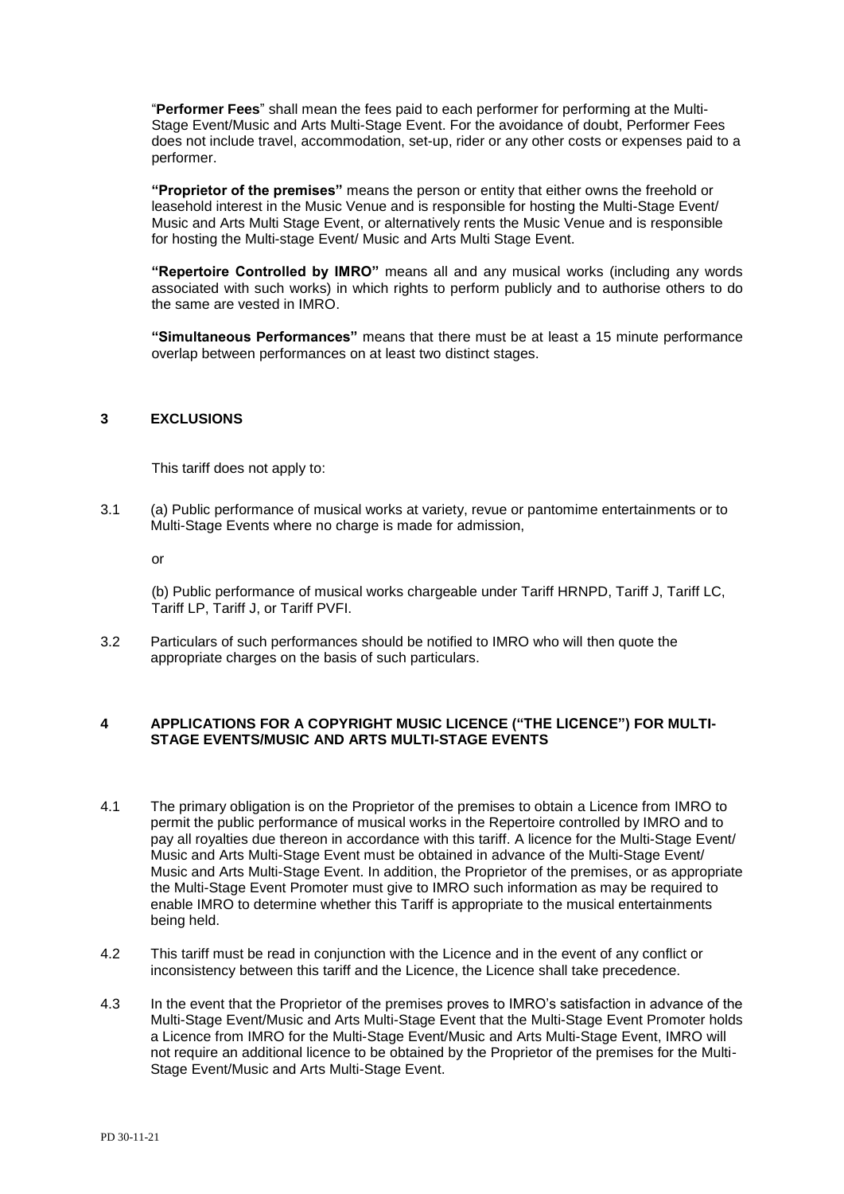"**Performer Fees**" shall mean the fees paid to each performer for performing at the Multi-Stage Event/Music and Arts Multi-Stage Event. For the avoidance of doubt, Performer Fees does not include travel, accommodation, set-up, rider or any other costs or expenses paid to a performer.

**"Proprietor of the premises"** means the person or entity that either owns the freehold or leasehold interest in the Music Venue and is responsible for hosting the Multi-Stage Event/ Music and Arts Multi Stage Event, or alternatively rents the Music Venue and is responsible for hosting the Multi-stage Event/ Music and Arts Multi Stage Event.

**"Repertoire Controlled by IMRO"** means all and any musical works (including any words associated with such works) in which rights to perform publicly and to authorise others to do the same are vested in IMRO.

**"Simultaneous Performances"** means that there must be at least a 15 minute performance overlap between performances on at least two distinct stages.

## 3 EXCLUSIONS

This tariff does not apply to:

3.1 (a) Public performance of musical works at variety, revue or pantomime entertainments or to Multi-Stage Events where no charge is made for admission,

or

(b) Public performance of musical works chargeable under Tariff HRNPD, Tariff J, Tariff LC, Tariff LP, Tariff J, or Tariff PVFI.

3.2 Particulars of such performances should be notified to IMRO who will then quote the appropriate charges on the basis of such particulars.

## 4 APPLICATIONS FOR A COPYRIGHT MUSIC LICENCE ("THE LICENCE") FOR MULTI-STAGE EVENTS/MUSIC AND ARTS MULTI-STAGE EVENTS

4.1 The primary obligation is on the Proprietor of the premises to obtain a Licence from IMRO to permit the public performance of musical works in the Repertoire controlled by IMRO and to pay all royalties due thereon in accordance with this tariff. A licence for the Multi-Stage Event/ Music and Arts Multi-Stage Event must be obtained in advance of the Multi-Stage Event/ Music and Arts Multi-Stage Event. In addition, the Proprietor of the premises, or as appropriate the Multi-Stage Event Promoter must give to IMRO such information as may be required to enable IMRO to determine whether this Tariff is appropriate to the musical entertainments being held.

4.2 This tariff must be read in conjunction with the Licence and in the event of any conflict or inconsistency between this tariff and the Licence, the Licence shall take precedence.

4.3 In the event that the Proprietor of the premises proves to IMRO's satisfaction in advance of the Multi-Stage Event/Music and Arts Multi-Stage Event that the Multi-Stage Event Promoter holds a Licence from IMRO for the Multi-Stage Event/Music and Arts Multi-Stage Event, IMRO will not require an additional licence to be obtained by the Proprietor of the premises for the Multi-Stage Event/Music and Arts Multi-Stage Event.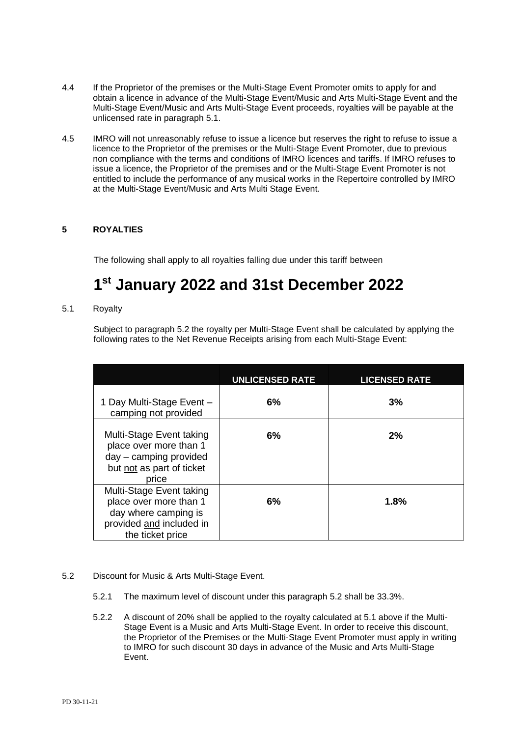4.4 If the Proprietor of the premises or the Multi-Stage Event Promoter omits to apply for and obtain a licence in advance of the Multi-Stage Event/Music and Arts Multi-Stage Event and the Multi-Stage Event/Music and Arts Multi-Stage Event proceeds, royalties will be payable at the unlicensed rate in paragraph 5.1.

4.5 IMRO will not unreasonably refuse to issue a licence but reserves the right to refuse to issue a licence to the Proprietor of the premises or the Multi-Stage Event Promoter, due to previous non compliance with the terms and conditions of IMRO licences and tariffs. If IMRO refuses to issue a licence, the Proprietor of the premises and or the Multi-Stage Event Promoter is not entitled to include the performance of any musical works in the Repertoire controlled by IMRO at the Multi-Stage Event/Music and Arts Multi Stage Event.

## 5 ROYALTIES

The following shall apply to all royalties falling due under this tariff between

# 1st January 2022 and 31st December 2022

5.1 Royalty

Subject to paragraph 5.2 the royalty per Multi-Stage Event shall be calculated by applying the following rates to the Net Revenue Receipts arising from each Multi-Stage Event:

| | UNLICENSED RATE | LICENSED RATE |
|---|---|---|
| 1 Day Multi-Stage Event – camping not provided | **6%** | **3%** |
| Multi-Stage Event taking place over more than 1 day – camping provided but not as part of ticket price | **6%** | **2%** |
| Multi-Stage Event taking place over more than 1 day where camping is provided and included in the ticket price | **6%** | **1.8%** |

5.2 Discount for Music & Arts Multi-Stage Event.

5.2.1 The maximum level of discount under this paragraph 5.2 shall be 33.3%.

5.2.2 A discount of 20% shall be applied to the royalty calculated at 5.1 above if the Multi-Stage Event is a Music and Arts Multi-Stage Event. In order to receive this discount, the Proprietor of the Premises or the Multi-Stage Event Promoter must apply in writing to IMRO for such discount 30 days in advance of the Music and Arts Multi-Stage Event.

PD 30-11-21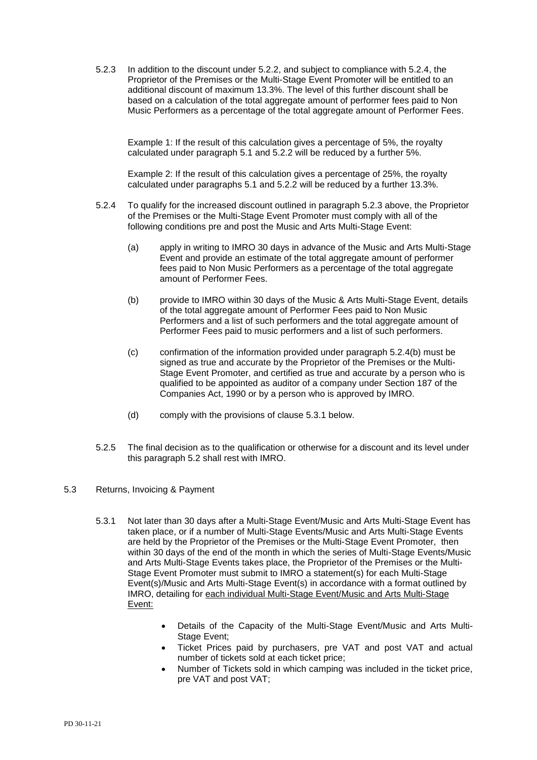5.2.3 In addition to the discount under 5.2.2, and subject to compliance with 5.2.4, the Proprietor of the Premises or the Multi-Stage Event Promoter will be entitled to an additional discount of maximum 13.3%. The level of this further discount shall be based on a calculation of the total aggregate amount of performer fees paid to Non Music Performers as a percentage of the total aggregate amount of Performer Fees.

Example 1: If the result of this calculation gives a percentage of 5%, the royalty calculated under paragraph 5.1 and 5.2.2 will be reduced by a further 5%.

Example 2: If the result of this calculation gives a percentage of 25%, the royalty calculated under paragraphs 5.1 and 5.2.2 will be reduced by a further 13.3%.

5.2.4 To qualify for the increased discount outlined in paragraph 5.2.3 above, the Proprietor of the Premises or the Multi-Stage Event Promoter must comply with all of the following conditions pre and post the Music and Arts Multi-Stage Event:

(a) apply in writing to IMRO 30 days in advance of the Music and Arts Multi-Stage Event and provide an estimate of the total aggregate amount of performer fees paid to Non Music Performers as a percentage of the total aggregate amount of Performer Fees.

(b) provide to IMRO within 30 days of the Music & Arts Multi-Stage Event, details of the total aggregate amount of Performer Fees paid to Non Music Performers and a list of such performers and the total aggregate amount of Performer Fees paid to music performers and a list of such performers.

(c) confirmation of the information provided under paragraph 5.2.4(b) must be signed as true and accurate by the Proprietor of the Premises or the Multi-Stage Event Promoter, and certified as true and accurate by a person who is qualified to be appointed as auditor of a company under Section 187 of the Companies Act, 1990 or by a person who is approved by IMRO.

(d) comply with the provisions of clause 5.3.1 below.

5.2.5 The final decision as to the qualification or otherwise for a discount and its level under this paragraph 5.2 shall rest with IMRO.

5.3 Returns, Invoicing & Payment

5.3.1 Not later than 30 days after a Multi-Stage Event/Music and Arts Multi-Stage Event has taken place, or if a number of Multi-Stage Events/Music and Arts Multi-Stage Events are held by the Proprietor of the Premises or the Multi-Stage Event Promoter, then within 30 days of the end of the month in which the series of Multi-Stage Events/Music and Arts Multi-Stage Events takes place, the Proprietor of the Premises or the Multi-Stage Event Promoter must submit to IMRO a statement(s) for each Multi-Stage Event(s)/Music and Arts Multi-Stage Event(s) in accordance with a format outlined by IMRO, detailing for <u>each individual Multi-Stage Event/Music and Arts Multi-Stage Event:</u>

- Details of the Capacity of the Multi-Stage Event/Music and Arts Multi-Stage Event;
- Ticket Prices paid by purchasers, pre VAT and post VAT and actual number of tickets sold at each ticket price;
- Number of Tickets sold in which camping was included in the ticket price, pre VAT and post VAT;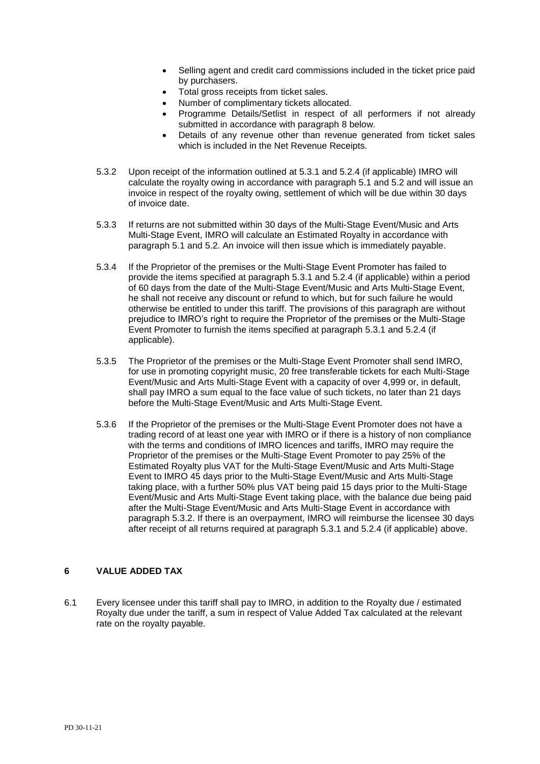- Selling agent and credit card commissions included in the ticket price paid by purchasers.
- Total gross receipts from ticket sales.
- Number of complimentary tickets allocated.
- Programme Details/Setlist in respect of all performers if not already submitted in accordance with paragraph 8 below.
- Details of any revenue other than revenue generated from ticket sales which is included in the Net Revenue Receipts.

5.3.2 Upon receipt of the information outlined at 5.3.1 and 5.2.4 (if applicable) IMRO will calculate the royalty owing in accordance with paragraph 5.1 and 5.2 and will issue an invoice in respect of the royalty owing, settlement of which will be due within 30 days of invoice date.

5.3.3 If returns are not submitted within 30 days of the Multi-Stage Event/Music and Arts Multi-Stage Event, IMRO will calculate an Estimated Royalty in accordance with paragraph 5.1 and 5.2. An invoice will then issue which is immediately payable.

5.3.4 If the Proprietor of the premises or the Multi-Stage Event Promoter has failed to provide the items specified at paragraph 5.3.1 and 5.2.4 (if applicable) within a period of 60 days from the date of the Multi-Stage Event/Music and Arts Multi-Stage Event, he shall not receive any discount or refund to which, but for such failure he would otherwise be entitled to under this tariff. The provisions of this paragraph are without prejudice to IMRO's right to require the Proprietor of the premises or the Multi-Stage Event Promoter to furnish the items specified at paragraph 5.3.1 and 5.2.4 (if applicable).

5.3.5 The Proprietor of the premises or the Multi-Stage Event Promoter shall send IMRO, for use in promoting copyright music, 20 free transferable tickets for each Multi-Stage Event/Music and Arts Multi-Stage Event with a capacity of over 4,999 or, in default, shall pay IMRO a sum equal to the face value of such tickets, no later than 21 days before the Multi-Stage Event/Music and Arts Multi-Stage Event.

5.3.6 If the Proprietor of the premises or the Multi-Stage Event Promoter does not have a trading record of at least one year with IMRO or if there is a history of non compliance with the terms and conditions of IMRO licences and tariffs, IMRO may require the Proprietor of the premises or the Multi-Stage Event Promoter to pay 25% of the Estimated Royalty plus VAT for the Multi-Stage Event/Music and Arts Multi-Stage Event to IMRO 45 days prior to the Multi-Stage Event/Music and Arts Multi-Stage taking place, with a further 50% plus VAT being paid 15 days prior to the Multi-Stage Event/Music and Arts Multi-Stage Event taking place, with the balance due being paid after the Multi-Stage Event/Music and Arts Multi-Stage Event in accordance with paragraph 5.3.2. If there is an overpayment, IMRO will reimburse the licensee 30 days after receipt of all returns required at paragraph 5.3.1 and 5.2.4 (if applicable) above.

## 6 VALUE ADDED TAX

6.1 Every licensee under this tariff shall pay to IMRO, in addition to the Royalty due / estimated Royalty due under the tariff, a sum in respect of Value Added Tax calculated at the relevant rate on the royalty payable.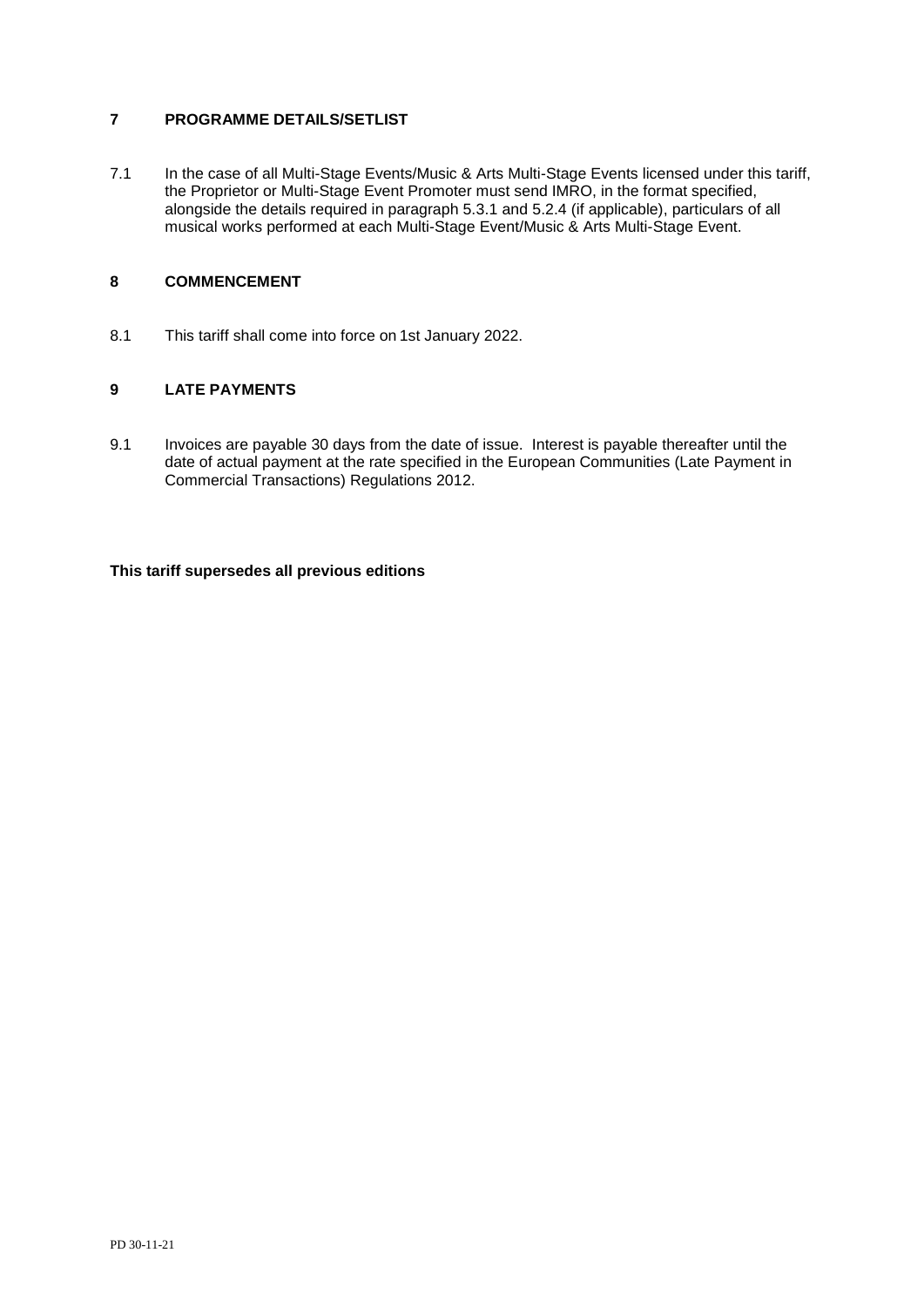## 7 PROGRAMME DETAILS/SETLIST

7.1 In the case of all Multi-Stage Events/Music & Arts Multi-Stage Events licensed under this tariff, the Proprietor or Multi-Stage Event Promoter must send IMRO, in the format specified, alongside the details required in paragraph 5.3.1 and 5.2.4 (if applicable), particulars of all musical works performed at each Multi-Stage Event/Music & Arts Multi-Stage Event.

## 8 COMMENCEMENT

8.1 This tariff shall come into force on 1st January 2022.

## 9 LATE PAYMENTS

9.1 Invoices are payable 30 days from the date of issue. Interest is payable thereafter until the date of actual payment at the rate specified in the European Communities (Late Payment in Commercial Transactions) Regulations 2012.

**This tariff supersedes all previous editions**

PD 30-11-21